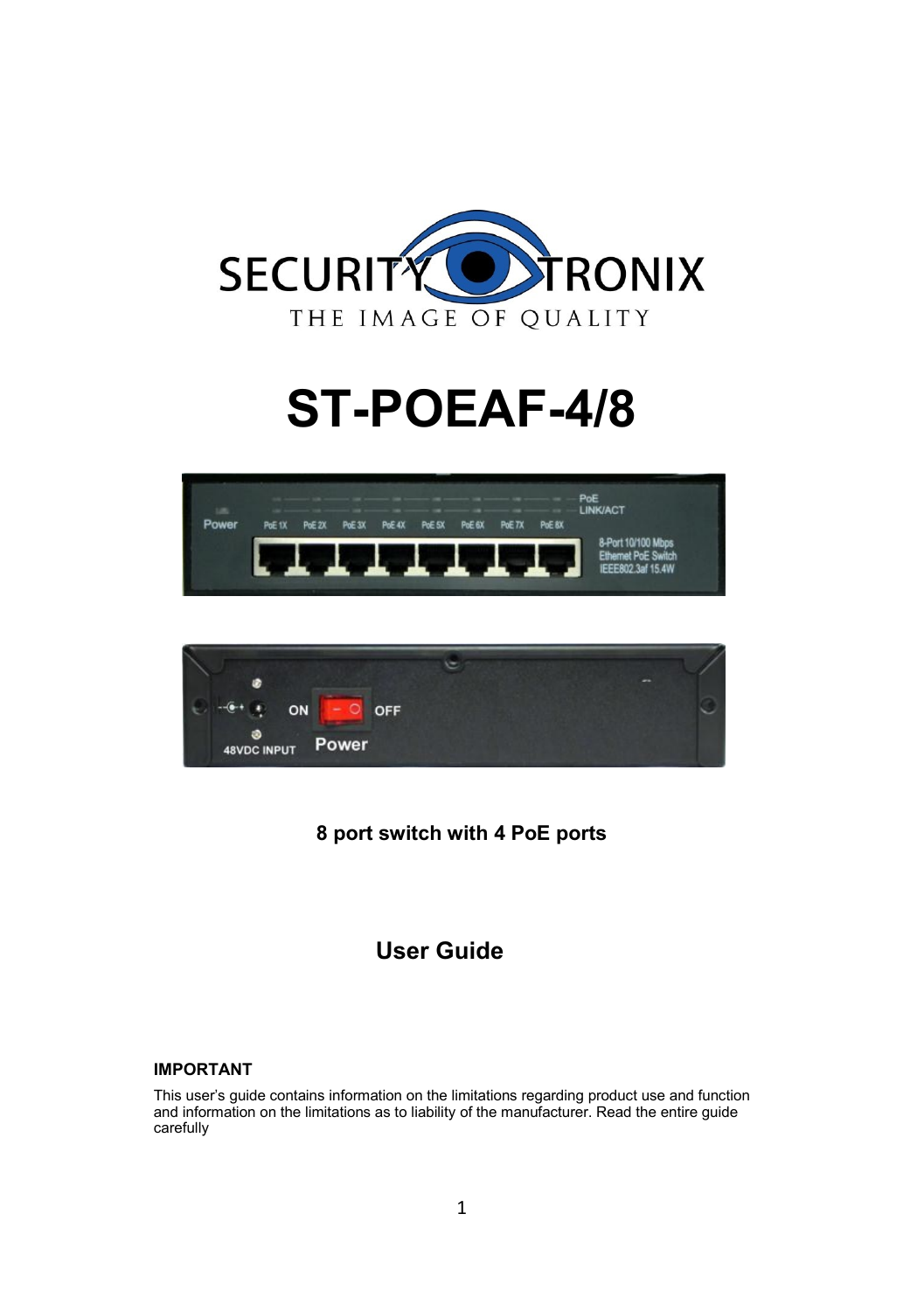# ST-POEAF-4/8

**8 port switch with 4 PoE ports**

## User Guide

**IMPORTANT**

This user's guide contains information on the limitations regarding product use and function and information on the limitations as to liability of the manufacturer. Read the entire guide carefully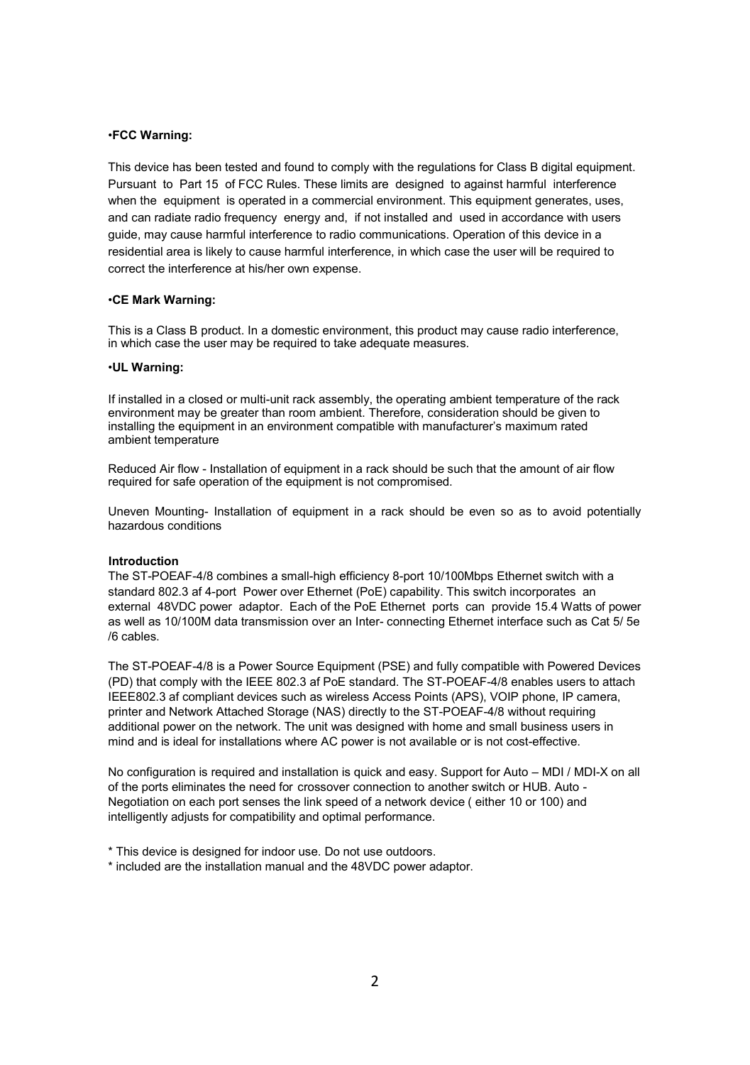•**FCC Warning:**

This device has been tested and found to comply with the regulations for Class B digital equipment. Pursuant to Part 15 of FCC Rules. These limits are designed to against harmful interference when the equipment is operated in a commercial environment. This equipment generates, uses, and can radiate radio frequency energy and, if not installed and used in accordance with users guide, may cause harmful interference to radio communications. Operation of this device in a residential area is likely to cause harmful interference, in which case the user will be required to correct the interference at his/her own expense.

•**CE Mark Warning:**

This is a Class B product. In a domestic environment, this product may cause radio interference, in which case the user may be required to take adequate measures.

•**UL Warning:**

If installed in a closed or multi-unit rack assembly, the operating ambient temperature of the rack environment may be greater than room ambient. Therefore, consideration should be given to installing the equipment in an environment compatible with manufacturer's maximum rated ambient temperature

Reduced Air flow - Installation of equipment in a rack should be such that the amount of air flow required for safe operation of the equipment is not compromised.

Uneven Mounting- Installation of equipment in a rack should be even so as to avoid potentially hazardous conditions

**Introduction**

The ST-POEAF-4/8 combines a small-high efficiency 8-port 10/100Mbps Ethernet switch with a standard 802.3 af 4-port Power over Ethernet (PoE) capability. This switch incorporates an external 48VDC power adaptor. Each of the PoE Ethernet ports can provide 15.4 Watts of power as well as 10/100M data transmission over an Inter- connecting Ethernet interface such as Cat 5/ 5e /6 cables.

The ST-POEAF-4/8 is a Power Source Equipment (PSE) and fully compatible with Powered Devices (PD) that comply with the IEEE 802.3 af PoE standard. The ST-POEAF-4/8 enables users to attach IEEE802.3 af compliant devices such as wireless Access Points (APS), VOIP phone, IP camera, printer and Network Attached Storage (NAS) directly to the ST-POEAF-4/8 without requiring additional power on the network. The unit was designed with home and small business users in mind and is ideal for installations where AC power is not available or is not cost-effective.

No configuration is required and installation is quick and easy. Support for Auto – MDI / MDI-X on all of the ports eliminates the need for crossover connection to another switch or HUB. Auto - Negotiation on each port senses the link speed of a network device ( either 10 or 100) and intelligently adjusts for compatibility and optimal performance.

\* This device is designed for indoor use. Do not use outdoors.
\* included are the installation manual and the 48VDC power adaptor.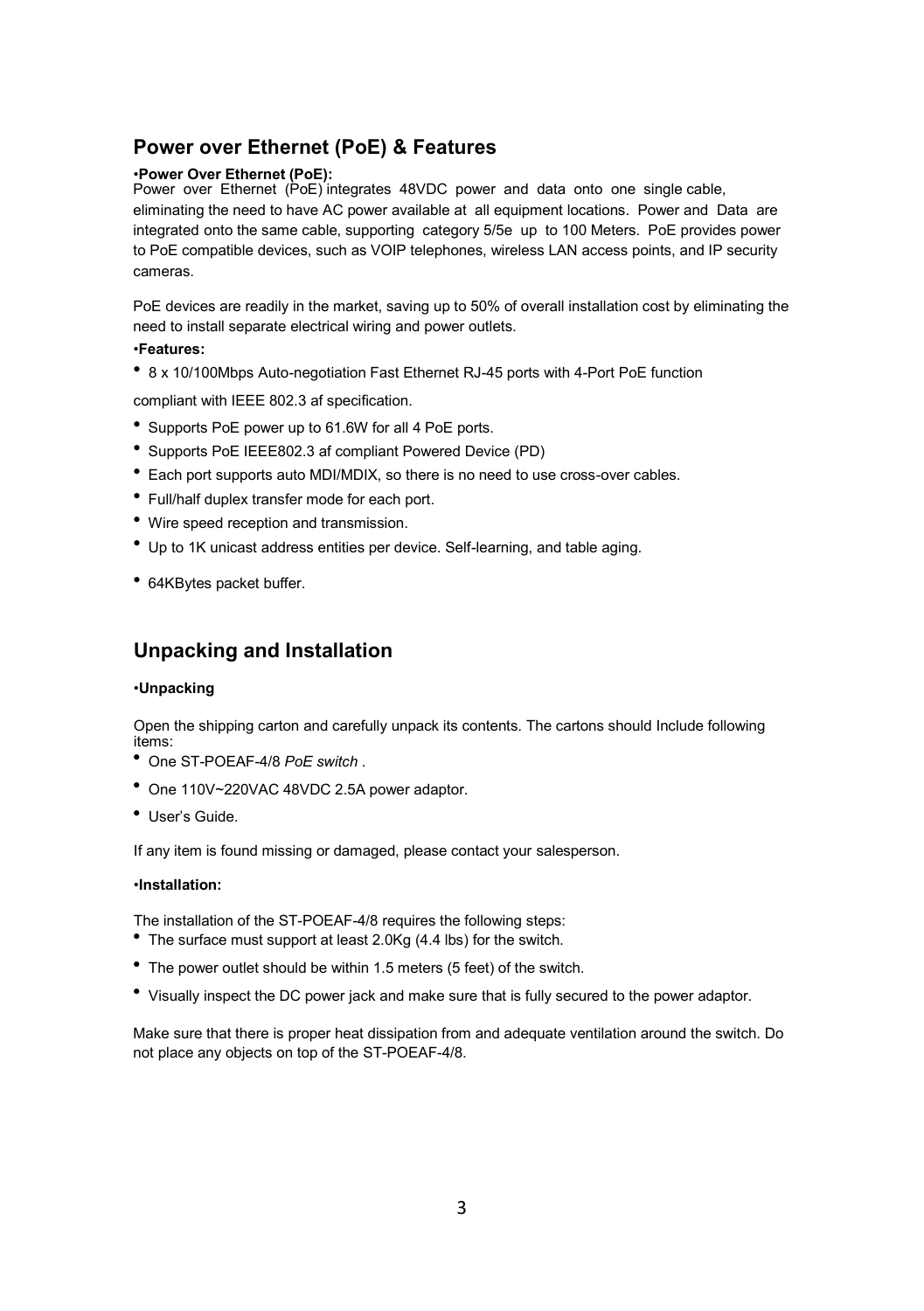## Power over Ethernet (PoE) & Features

•**Power Over Ethernet (PoE):**

Power over Ethernet (PoE) integrates 48VDC power and data onto one single cable, eliminating the need to have AC power available at all equipment locations. Power and Data are integrated onto the same cable, supporting category 5/5e up to 100 Meters. PoE provides power to PoE compatible devices, such as VOIP telephones, wireless LAN access points, and IP security cameras.

PoE devices are readily in the market, saving up to 50% of overall installation cost by eliminating the need to install separate electrical wiring and power outlets.

•**Features:**

- 8 x 10/100Mbps Auto-negotiation Fast Ethernet RJ-45 ports with 4-Port PoE function

compliant with IEEE 802.3 af specification.

- Supports PoE power up to 61.6W for all 4 PoE ports.
- Supports PoE IEEE802.3 af compliant Powered Device (PD)
- Each port supports auto MDI/MDIX, so there is no need to use cross-over cables.
- Full/half duplex transfer mode for each port.
- Wire speed reception and transmission.
- Up to 1K unicast address entities per device. Self-learning, and table aging.
- 64KBytes packet buffer.

## Unpacking and Installation

•**Unpacking**

Open the shipping carton and carefully unpack its contents. The cartons should Include following items:

- One ST-POEAF-4/8 *PoE switch* .
- One 110V~220VAC 48VDC 2.5A power adaptor.
- User's Guide.

If any item is found missing or damaged, please contact your salesperson.

•**Installation:**

The installation of the ST-POEAF-4/8 requires the following steps:

- The surface must support at least 2.0Kg (4.4 lbs) for the switch.
- The power outlet should be within 1.5 meters (5 feet) of the switch.
- Visually inspect the DC power jack and make sure that is fully secured to the power adaptor.

Make sure that there is proper heat dissipation from and adequate ventilation around the switch. Do not place any objects on top of the ST-POEAF-4/8.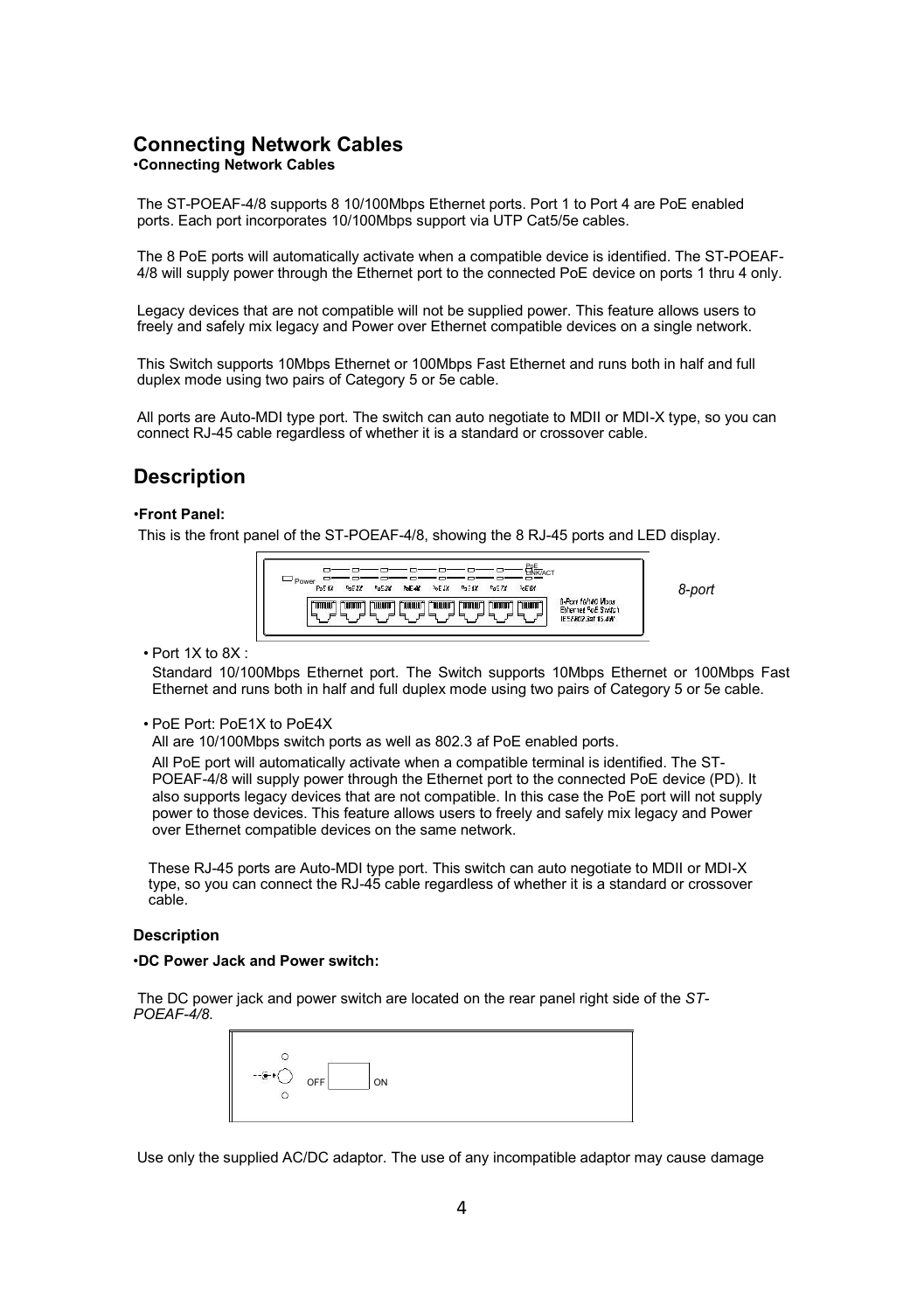## Connecting Network Cables

•**Connecting Network Cables**

The ST-POEAF-4/8 supports 8 10/100Mbps Ethernet ports. Port 1 to Port 4 are PoE enabled ports. Each port incorporates 10/100Mbps support via UTP Cat5/5e cables.

The 8 PoE ports will automatically activate when a compatible device is identified. The ST-POEAF-4/8 will supply power through the Ethernet port to the connected PoE device on ports 1 thru 4 only.

Legacy devices that are not compatible will not be supplied power. This feature allows users to freely and safely mix legacy and Power over Ethernet compatible devices on a single network.

This Switch supports 10Mbps Ethernet or 100Mbps Fast Ethernet and runs both in half and full duplex mode using two pairs of Category 5 or 5e cable.

All ports are Auto-MDI type port. The switch can auto negotiate to MDII or MDI-X type, so you can connect RJ-45 cable regardless of whether it is a standard or crossover cable.

## Description

•**Front Panel:**

This is the front panel of the ST-POEAF-4/8, showing the 8 RJ-45 ports and LED display.

*8-port*

- Port 1X to 8X :

  Standard 10/100Mbps Ethernet port. The Switch supports 10Mbps Ethernet or 100Mbps Fast Ethernet and runs both in half and full duplex mode using two pairs of Category 5 or 5e cable.

- PoE Port: PoE1X to PoE4X

  All are 10/100Mbps switch ports as well as 802.3 af PoE enabled ports.

  All PoE port will automatically activate when a compatible terminal is identified. The ST-POEAF-4/8 will supply power through the Ethernet port to the connected PoE device (PD). It also supports legacy devices that are not compatible. In this case the PoE port will not supply power to those devices. This feature allows users to freely and safely mix legacy and Power over Ethernet compatible devices on the same network.

  These RJ-45 ports are Auto-MDI type port. This switch can auto negotiate to MDII or MDI-X type, so you can connect the RJ-45 cable regardless of whether it is a standard or crossover cable.

### Description

•**DC Power Jack and Power switch:**

The DC power jack and power switch are located on the rear panel right side of the *ST-POEAF-4/8.*

Use only the supplied AC/DC adaptor. The use of any incompatible adaptor may cause damage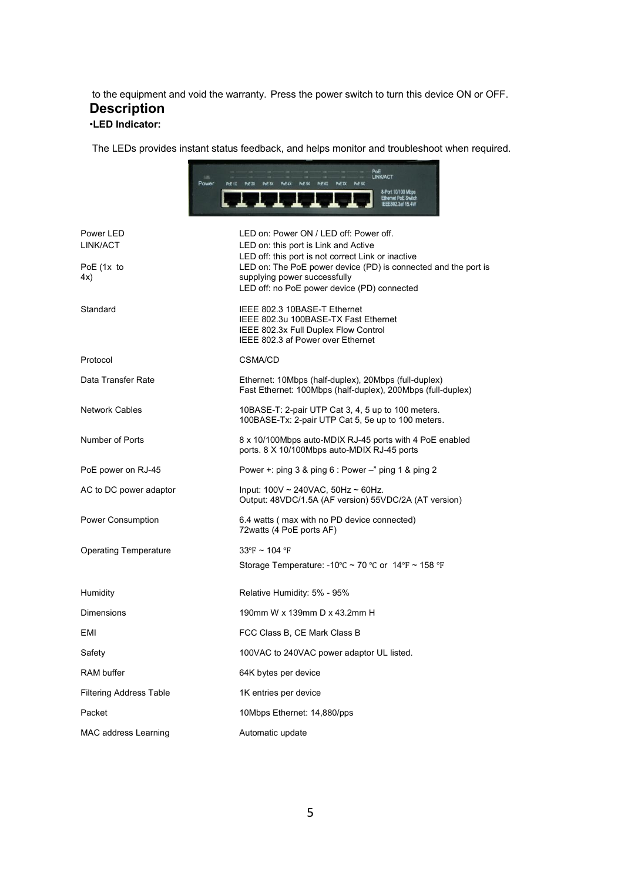to the equipment and void the warranty. Press the power switch to turn this device ON or OFF.

## Description

**•LED Indicator:**

The LEDs provides instant status feedback, and helps monitor and troubleshoot when required.

| | |
|---|---|
| Power LED | LED on: Power ON / LED off: Power off. |
| LINK/ACT | LED on: this port is Link and Active<br>LED off: this port is not correct Link or inactive |
| PoE (1x to 4x) | LED on: The PoE power device (PD) is connected and the port is supplying power successfully<br>LED off: no PoE power device (PD) connected |
| Standard | IEEE 802.3 10BASE-T Ethernet<br>IEEE 802.3u 100BASE-TX Fast Ethernet<br>IEEE 802.3x Full Duplex Flow Control<br>IEEE 802.3 af Power over Ethernet |
| Protocol | CSMA/CD |
| Data Transfer Rate | Ethernet: 10Mbps (half-duplex), 20Mbps (full-duplex)<br>Fast Ethernet: 100Mbps (half-duplex), 200Mbps (full-duplex) |
| Network Cables | 10BASE-T: 2-pair UTP Cat 3, 4, 5 up to 100 meters.<br>100BASE-Tx: 2-pair UTP Cat 5, 5e up to 100 meters. |
| Number of Ports | 8 x 10/100Mbps auto-MDIX RJ-45 ports with 4 PoE enabled ports. 8 X 10/100Mbps auto-MDIX RJ-45 ports |
| PoE power on RJ-45 | Power +: ping 3 & ping 6 : Power –" ping 1 & ping 2 |
| AC to DC power adaptor | Input: 100V ~ 240VAC, 50Hz ~ 60Hz.<br>Output: 48VDC/1.5A (AF version) 55VDC/2A (AT version) |
| Power Consumption | 6.4 watts ( max with no PD device connected)<br>72watts (4 PoE ports AF) |
| Operating Temperature | 33℉ ~ 104 ℉<br>Storage Temperature: -10℃ ~ 70 ℃ or 14℉ ~ 158 ℉ |
| Humidity | Relative Humidity: 5% - 95% |
| Dimensions | 190mm W x 139mm D x 43.2mm H |
| EMI | FCC Class B, CE Mark Class B |
| Safety | 100VAC to 240VAC power adaptor UL listed. |
| RAM buffer | 64K bytes per device |
| Filtering Address Table | 1K entries per device |
| Packet | 10Mbps Ethernet: 14,880/pps |
| MAC address Learning | Automatic update |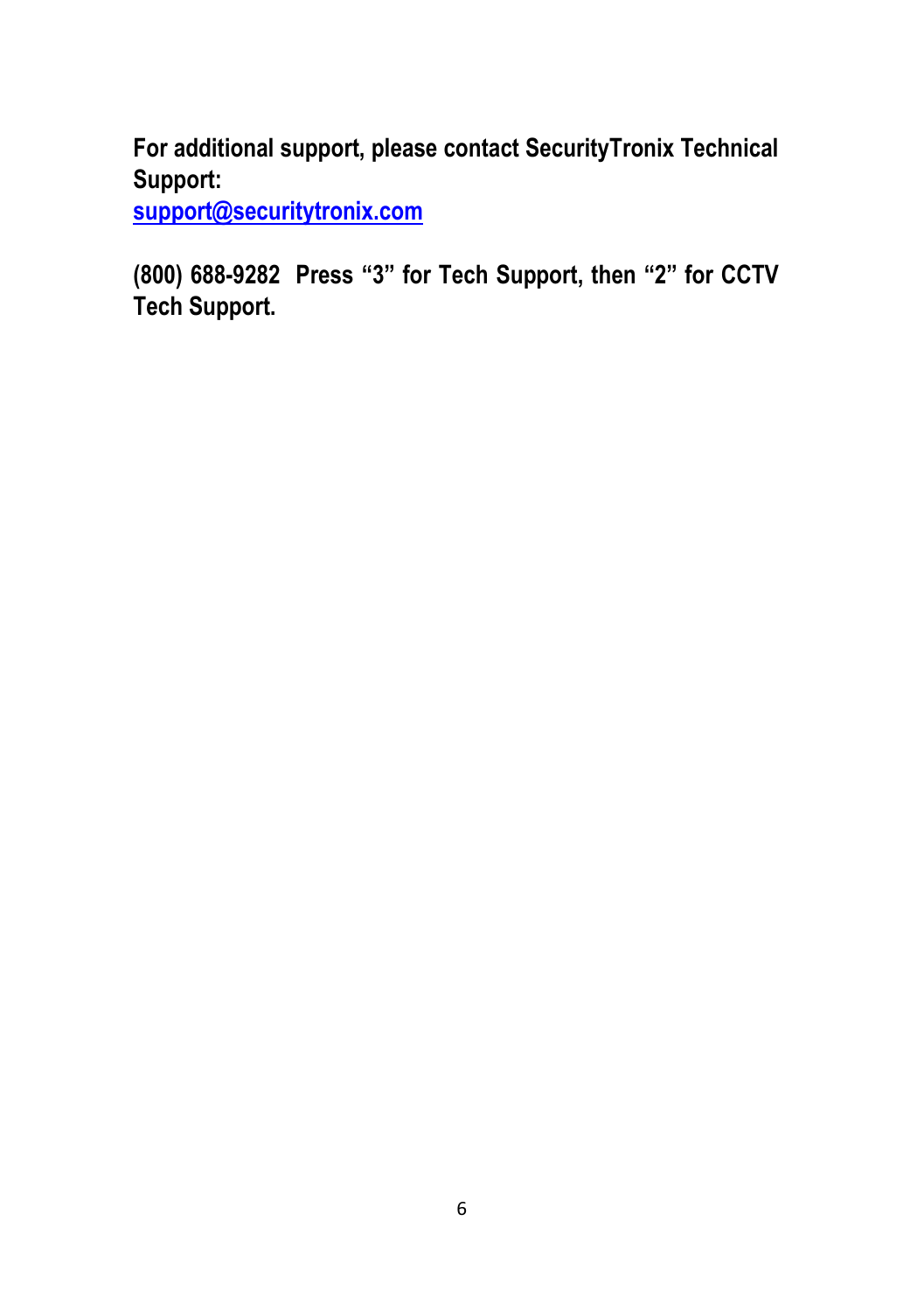**For additional support, please contact SecurityTronix Technical Support:**
**support@securitytronix.com**

**(800) 688-9282 Press "3" for Tech Support, then "2" for CCTV Tech Support.**